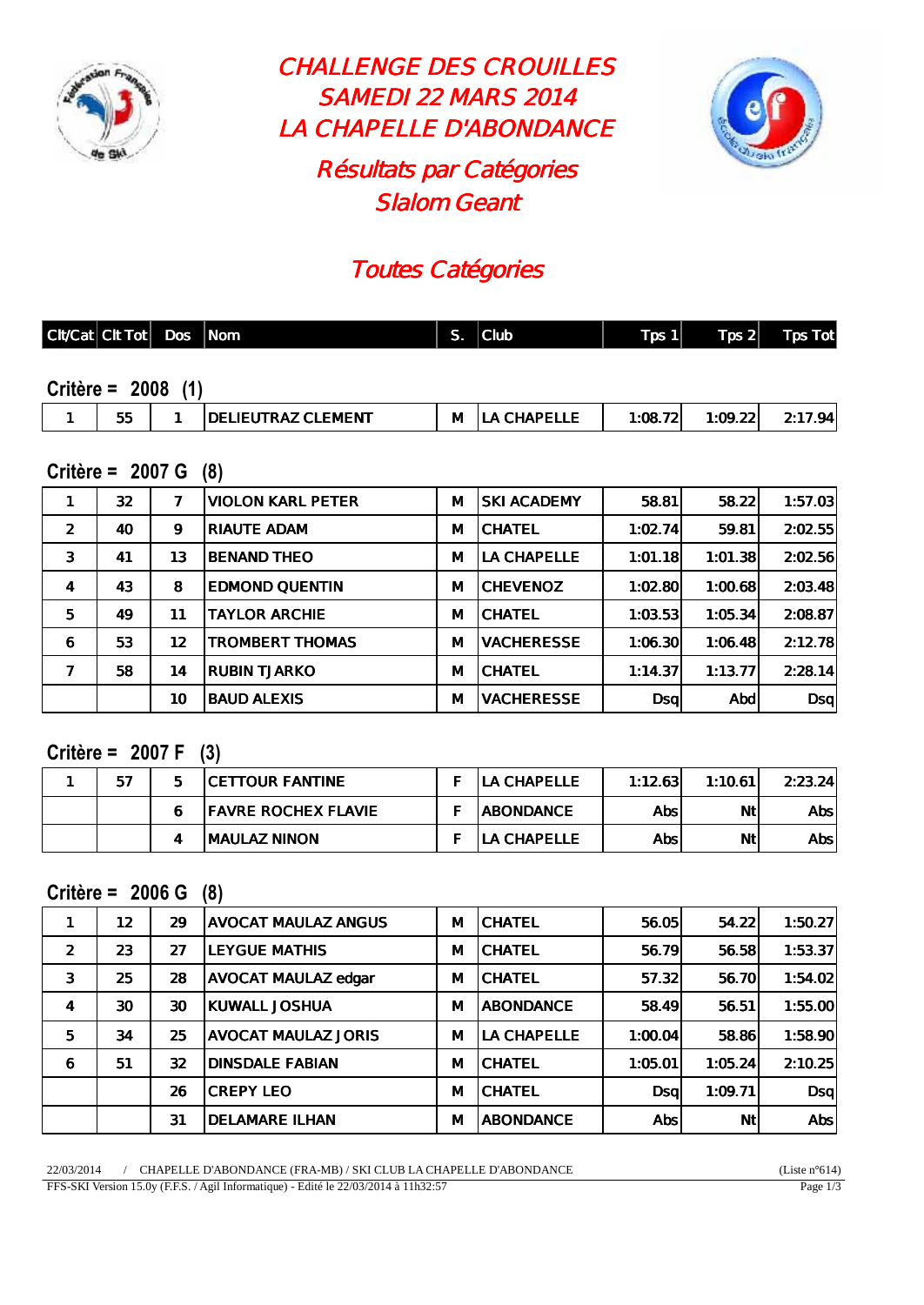# CHALLENGE DES CROUILLES
# SAMEDI 22 MARS 2014
# LA CHAPELLE D'ABONDANCE

## Résultats par Catégories
## Slalom Geant

## Toutes Catégories

**Critère = 2008 (1)**

| Clt/Cat | Clt Tot | Dos | Nom | S. | Club | Tps 1 | Tps 2 | Tps Tot |
|---|---|---|---|---|---|---|---|---|
| 1 | 55 | 1 | DELIEUTRAZ CLEMENT | M | LA CHAPELLE | 1:08.72 | 1:09.22 | 2:17.94 |

**Critère = 2007 G (8)**

| Clt/Cat | Clt Tot | Dos | Nom | S. | Club | Tps 1 | Tps 2 | Tps Tot |
|---|---|---|---|---|---|---|---|---|
| 1 | 32 | 7 | VIOLON KARL PETER | M | SKI ACADEMY | 58.81 | 58.22 | 1:57.03 |
| 2 | 40 | 9 | RIAUTE ADAM | M | CHATEL | 1:02.74 | 59.81 | 2:02.55 |
| 3 | 41 | 13 | BENAND THEO | M | LA CHAPELLE | 1:01.18 | 1:01.38 | 2:02.56 |
| 4 | 43 | 8 | EDMOND QUENTIN | M | CHEVENOZ | 1:02.80 | 1:00.68 | 2:03.48 |
| 5 | 49 | 11 | TAYLOR ARCHIE | M | CHATEL | 1:03.53 | 1:05.34 | 2:08.87 |
| 6 | 53 | 12 | TROMBERT THOMAS | M | VACHERESSE | 1:06.30 | 1:06.48 | 2:12.78 |
| 7 | 58 | 14 | RUBIN TJARKO | M | CHATEL | 1:14.37 | 1:13.77 | 2:28.14 |
| | | 10 | BAUD ALEXIS | M | VACHERESSE | Dsq | Abd | Dsq |

**Critère = 2007 F (3)**

| Clt/Cat | Clt Tot | Dos | Nom | S. | Club | Tps 1 | Tps 2 | Tps Tot |
|---|---|---|---|---|---|---|---|---|
| 1 | 57 | 5 | CETTOUR FANTINE | F | LA CHAPELLE | 1:12.63 | 1:10.61 | 2:23.24 |
| | | 6 | FAVRE ROCHEX FLAVIE | F | ABONDANCE | Abs | Nt | Abs |
| | | 4 | MAULAZ NINON | F | LA CHAPELLE | Abs | Nt | Abs |

**Critère = 2006 G (8)**

| Clt/Cat | Clt Tot | Dos | Nom | S. | Club | Tps 1 | Tps 2 | Tps Tot |
|---|---|---|---|---|---|---|---|---|
| 1 | 12 | 29 | AVOCAT MAULAZ ANGUS | M | CHATEL | 56.05 | 54.22 | 1:50.27 |
| 2 | 23 | 27 | LEYGUE MATHIS | M | CHATEL | 56.79 | 56.58 | 1:53.37 |
| 3 | 25 | 28 | AVOCAT MAULAZ edgar | M | CHATEL | 57.32 | 56.70 | 1:54.02 |
| 4 | 30 | 30 | KUWALL JOSHUA | M | ABONDANCE | 58.49 | 56.51 | 1:55.00 |
| 5 | 34 | 25 | AVOCAT MAULAZ JORIS | M | LA CHAPELLE | 1:00.04 | 58.86 | 1:58.90 |
| 6 | 51 | 32 | DINSDALE FABIAN | M | CHATEL | 1:05.01 | 1:05.24 | 2:10.25 |
| | | 26 | CREPY LEO | M | CHATEL | Dsq | 1:09.71 | Dsq |
| | | 31 | DELAMARE ILHAN | M | ABONDANCE | Abs | Nt | Abs |

22/03/2014 / CHAPELLE D'ABONDANCE (FRA-MB) / SKI CLUB LA CHAPELLE D'ABONDANCE (Liste n°614)

FFS-SKI Version 15.0y (F.F.S. / Agil Informatique) - Edité le 22/03/2014 à 11h32:57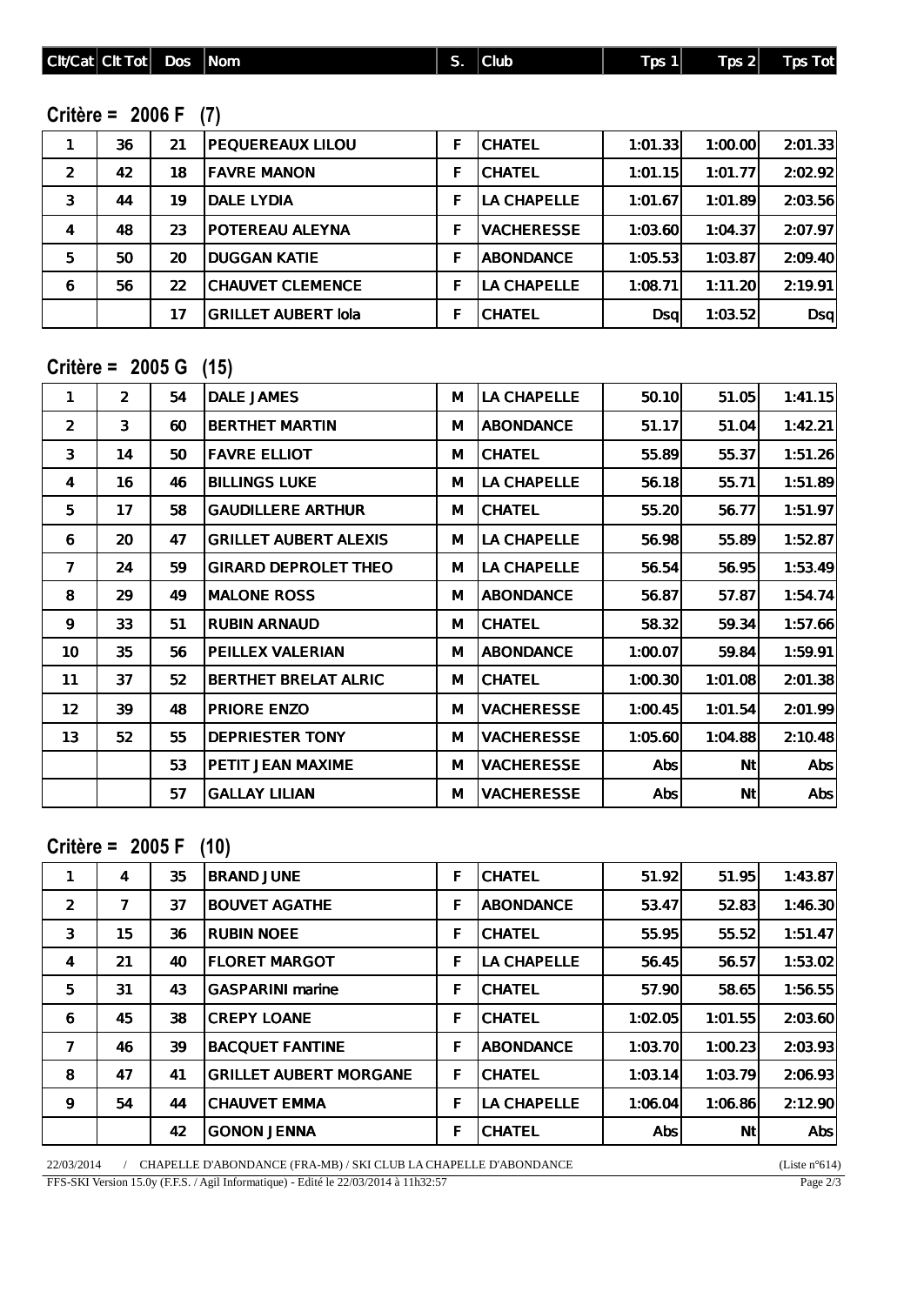| Clt/Cat | Clt Tot | Dos | Nom | S. | Club | Tps 1 | Tps 2 | Tps Tot |
|---|---|---|---|---|---|---|---|---|

## Critère = 2006 F (7)

| Clt/Cat | Clt Tot | Dos | Nom | S. | Club | Tps 1 | Tps 2 | Tps Tot |
|---|---|---|---|---|---|---|---|---|
| 1 | 36 | 21 | PEQUEREAUX LILOU | F | CHATEL | 1:01.33 | 1:00.00 | 2:01.33 |
| 2 | 42 | 18 | FAVRE MANON | F | CHATEL | 1:01.15 | 1:01.77 | 2:02.92 |
| 3 | 44 | 19 | DALE LYDIA | F | LA CHAPELLE | 1:01.67 | 1:01.89 | 2:03.56 |
| 4 | 48 | 23 | POTEREAU ALEYNA | F | VACHERESSE | 1:03.60 | 1:04.37 | 2:07.97 |
| 5 | 50 | 20 | DUGGAN KATIE | F | ABONDANCE | 1:05.53 | 1:03.87 | 2:09.40 |
| 6 | 56 | 22 | CHAUVET CLEMENCE | F | LA CHAPELLE | 1:08.71 | 1:11.20 | 2:19.91 |
| | | 17 | GRILLET AUBERT lola | F | CHATEL | Dsq | 1:03.52 | Dsq |

## Critère = 2005 G (15)

| Clt/Cat | Clt Tot | Dos | Nom | S. | Club | Tps 1 | Tps 2 | Tps Tot |
|---|---|---|---|---|---|---|---|---|
| 1 | 2 | 54 | DALE JAMES | M | LA CHAPELLE | 50.10 | 51.05 | 1:41.15 |
| 2 | 3 | 60 | BERTHET MARTIN | M | ABONDANCE | 51.17 | 51.04 | 1:42.21 |
| 3 | 14 | 50 | FAVRE ELLIOT | M | CHATEL | 55.89 | 55.37 | 1:51.26 |
| 4 | 16 | 46 | BILLINGS LUKE | M | LA CHAPELLE | 56.18 | 55.71 | 1:51.89 |
| 5 | 17 | 58 | GAUDILLERE ARTHUR | M | CHATEL | 55.20 | 56.77 | 1:51.97 |
| 6 | 20 | 47 | GRILLET AUBERT ALEXIS | M | LA CHAPELLE | 56.98 | 55.89 | 1:52.87 |
| 7 | 24 | 59 | GIRARD DEPROLET THEO | M | LA CHAPELLE | 56.54 | 56.95 | 1:53.49 |
| 8 | 29 | 49 | MALONE ROSS | M | ABONDANCE | 56.87 | 57.87 | 1:54.74 |
| 9 | 33 | 51 | RUBIN ARNAUD | M | CHATEL | 58.32 | 59.34 | 1:57.66 |
| 10 | 35 | 56 | PEILLEX VALERIAN | M | ABONDANCE | 1:00.07 | 59.84 | 1:59.91 |
| 11 | 37 | 52 | BERTHET BRELAT ALRIC | M | CHATEL | 1:00.30 | 1:01.08 | 2:01.38 |
| 12 | 39 | 48 | PRIORE ENZO | M | VACHERESSE | 1:00.45 | 1:01.54 | 2:01.99 |
| 13 | 52 | 55 | DEPRIESTER TONY | M | VACHERESSE | 1:05.60 | 1:04.88 | 2:10.48 |
| | | 53 | PETIT JEAN MAXIME | M | VACHERESSE | Abs | Nt | Abs |
| | | 57 | GALLAY LILIAN | M | VACHERESSE | Abs | Nt | Abs |

## Critère = 2005 F (10)

| Clt/Cat | Clt Tot | Dos | Nom | S. | Club | Tps 1 | Tps 2 | Tps Tot |
|---|---|---|---|---|---|---|---|---|
| 1 | 4 | 35 | BRAND JUNE | F | CHATEL | 51.92 | 51.95 | 1:43.87 |
| 2 | 7 | 37 | BOUVET AGATHE | F | ABONDANCE | 53.47 | 52.83 | 1:46.30 |
| 3 | 15 | 36 | RUBIN NOEE | F | CHATEL | 55.95 | 55.52 | 1:51.47 |
| 4 | 21 | 40 | FLORET MARGOT | F | LA CHAPELLE | 56.45 | 56.57 | 1:53.02 |
| 5 | 31 | 43 | GASPARINI marine | F | CHATEL | 57.90 | 58.65 | 1:56.55 |
| 6 | 45 | 38 | CREPY LOANE | F | CHATEL | 1:02.05 | 1:01.55 | 2:03.60 |
| 7 | 46 | 39 | BACQUET FANTINE | F | ABONDANCE | 1:03.70 | 1:00.23 | 2:03.93 |
| 8 | 47 | 41 | GRILLET AUBERT MORGANE | F | CHATEL | 1:03.14 | 1:03.79 | 2:06.93 |
| 9 | 54 | 44 | CHAUVET EMMA | F | LA CHAPELLE | 1:06.04 | 1:06.86 | 2:12.90 |
| | | 42 | GONON JENNA | F | CHATEL | Abs | Nt | Abs |

22/03/2014 / CHAPELLE D'ABONDANCE (FRA-MB) / SKI CLUB LA CHAPELLE D'ABONDANCE (Liste n°614)

FFS-SKI Version 15.0y (F.F.S. / Agil Informatique) - Edité le 22/03/2014 à 11h32:57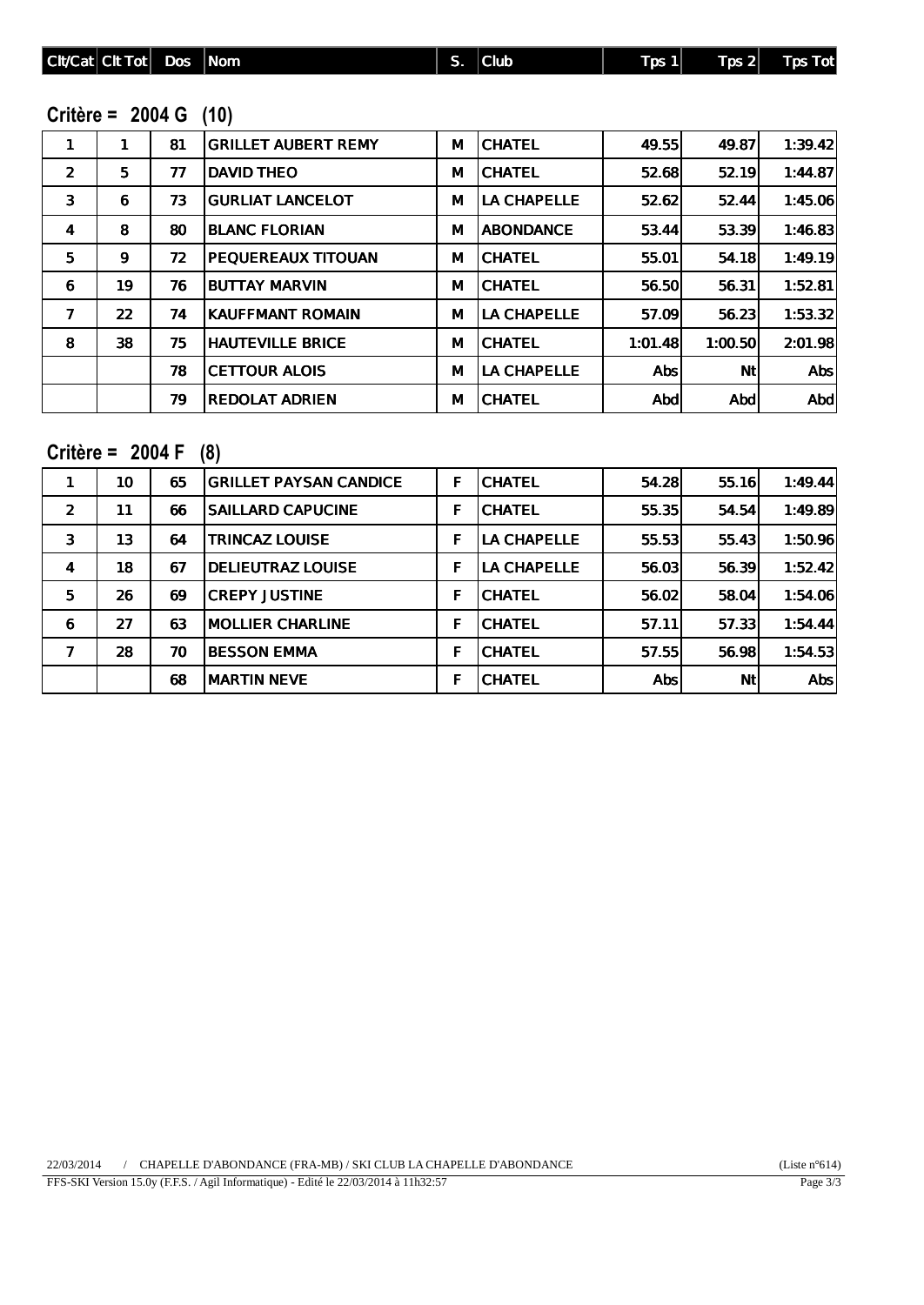| Clt/Cat | Clt Tot | Dos | Nom | S. | Club | Tps 1 | Tps 2 | Tps Tot |
|---|---|---|---|---|---|---|---|---|

## Critère = 2004 G (10)

| Clt/Cat | Clt Tot | Dos | Nom | S. | Club | Tps 1 | Tps 2 | Tps Tot |
|---|---|---|---|---|---|---|---|---|
| 1 | 1 | 81 | GRILLET AUBERT REMY | M | CHATEL | 49.55 | 49.87 | 1:39.42 |
| 2 | 5 | 77 | DAVID THEO | M | CHATEL | 52.68 | 52.19 | 1:44.87 |
| 3 | 6 | 73 | GURLIAT LANCELOT | M | LA CHAPELLE | 52.62 | 52.44 | 1:45.06 |
| 4 | 8 | 80 | BLANC FLORIAN | M | ABONDANCE | 53.44 | 53.39 | 1:46.83 |
| 5 | 9 | 72 | PEQUEREAUX TITOUAN | M | CHATEL | 55.01 | 54.18 | 1:49.19 |
| 6 | 19 | 76 | BUTTAY MARVIN | M | CHATEL | 56.50 | 56.31 | 1:52.81 |
| 7 | 22 | 74 | KAUFFMANT ROMAIN | M | LA CHAPELLE | 57.09 | 56.23 | 1:53.32 |
| 8 | 38 | 75 | HAUTEVILLE BRICE | M | CHATEL | 1:01.48 | 1:00.50 | 2:01.98 |
| | | 78 | CETTOUR ALOIS | M | LA CHAPELLE | Abs | Nt | Abs |
| | | 79 | REDOLAT ADRIEN | M | CHATEL | Abd | Abd | Abd |

## Critère = 2004 F (8)

| Clt/Cat | Clt Tot | Dos | Nom | S. | Club | Tps 1 | Tps 2 | Tps Tot |
|---|---|---|---|---|---|---|---|---|
| 1 | 10 | 65 | GRILLET PAYSAN CANDICE | F | CHATEL | 54.28 | 55.16 | 1:49.44 |
| 2 | 11 | 66 | SAILLARD CAPUCINE | F | CHATEL | 55.35 | 54.54 | 1:49.89 |
| 3 | 13 | 64 | TRINCAZ LOUISE | F | LA CHAPELLE | 55.53 | 55.43 | 1:50.96 |
| 4 | 18 | 67 | DELIEUTRAZ LOUISE | F | LA CHAPELLE | 56.03 | 56.39 | 1:52.42 |
| 5 | 26 | 69 | CREPY JUSTINE | F | CHATEL | 56.02 | 58.04 | 1:54.06 |
| 6 | 27 | 63 | MOLLIER CHARLINE | F | CHATEL | 57.11 | 57.33 | 1:54.44 |
| 7 | 28 | 70 | BESSON EMMA | F | CHATEL | 57.55 | 56.98 | 1:54.53 |
| | | 68 | MARTIN NEVE | F | CHATEL | Abs | Nt | Abs |

22/03/2014 / CHAPELLE D'ABONDANCE (FRA-MB) / SKI CLUB LA CHAPELLE D'ABONDANCE (Liste n°614)

FFS-SKI Version 15.0y (F.F.S. / Agil Informatique) - Edité le 22/03/2014 à 11h32:57